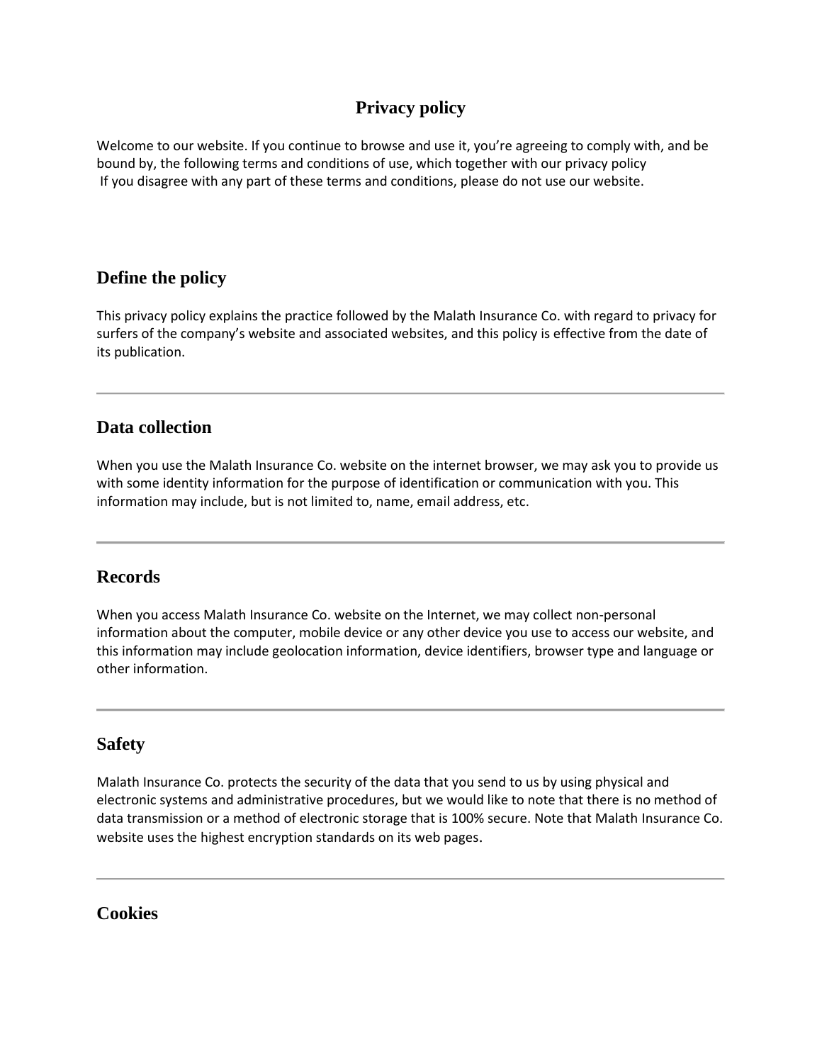# Privacy policy

Welcome to our website. If you continue to browse and use it, you're agreeing to comply with, and be bound by, the following terms and conditions of use, which together with our privacy policy
If you disagree with any part of these terms and conditions, please do not use our website.

## Define the policy

This privacy policy explains the practice followed by the Malath Insurance Co. with regard to privacy for surfers of the company's website and associated websites, and this policy is effective from the date of its publication.

---

## Data collection

When you use the Malath Insurance Co. website on the internet browser, we may ask you to provide us with some identity information for the purpose of identification or communication with you. This information may include, but is not limited to, name, email address, etc.

---

## Records

When you access Malath Insurance Co. website on the Internet, we may collect non-personal information about the computer, mobile device or any other device you use to access our website, and this information may include geolocation information, device identifiers, browser type and language or other information.

---

## Safety

Malath Insurance Co. protects the security of the data that you send to us by using physical and electronic systems and administrative procedures, but we would like to note that there is no method of data transmission or a method of electronic storage that is 100% secure. Note that Malath Insurance Co. website uses the highest encryption standards on its web pages.

---

## Cookies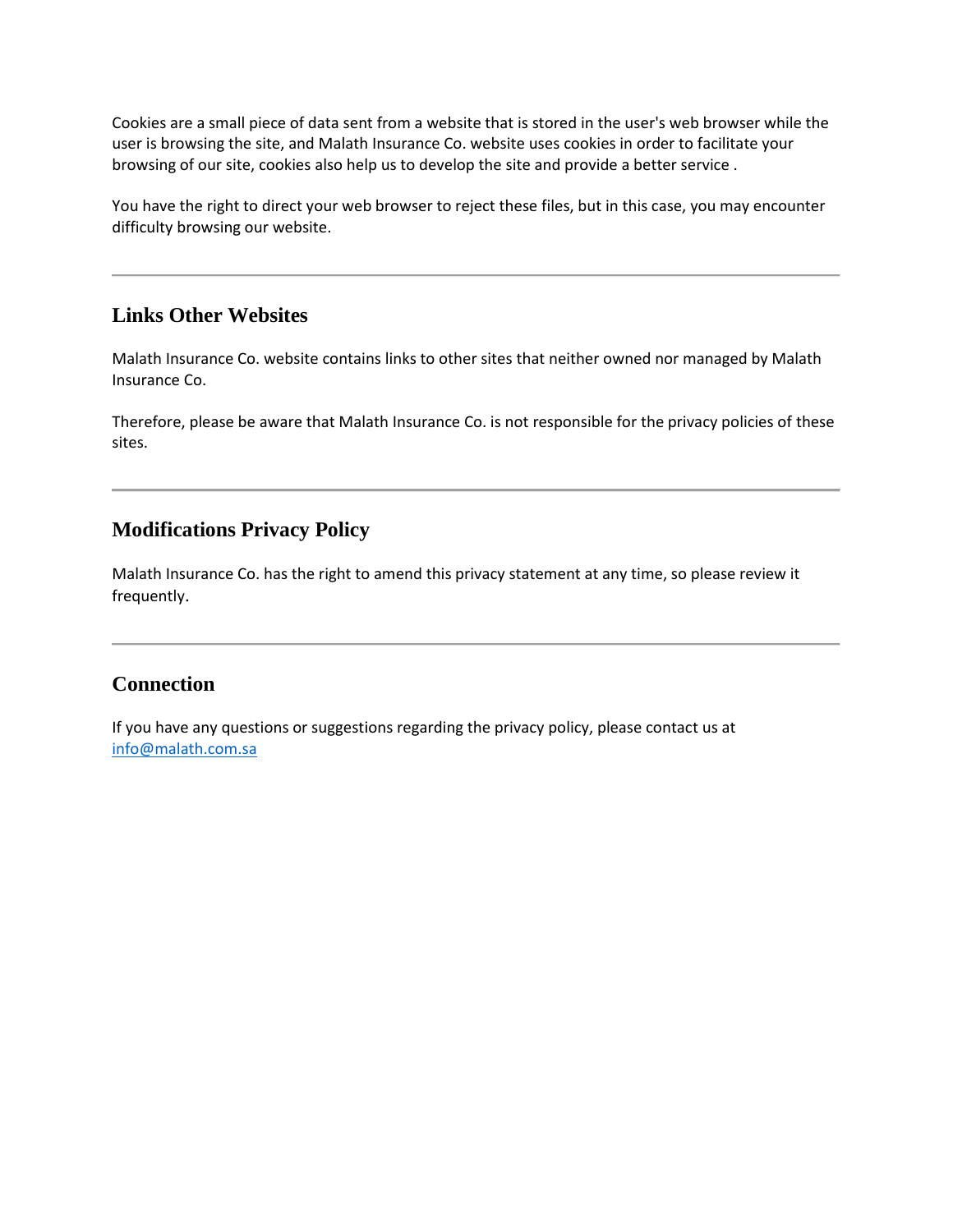Cookies are a small piece of data sent from a website that is stored in the user's web browser while the user is browsing the site, and Malath Insurance Co. website uses cookies in order to facilitate your browsing of our site, cookies also help us to develop the site and provide a better service .

You have the right to direct your web browser to reject these files, but in this case, you may encounter difficulty browsing our website.

---

## Links Other Websites

Malath Insurance Co. website contains links to other sites that neither owned nor managed by Malath Insurance Co.

Therefore, please be aware that Malath Insurance Co. is not responsible for the privacy policies of these sites.

---

## Modifications Privacy Policy

Malath Insurance Co. has the right to amend this privacy statement at any time, so please review it frequently.

---

## Connection

If you have any questions or suggestions regarding the privacy policy, please contact us at [info@malath.com.sa](mailto:info@malath.com.sa)